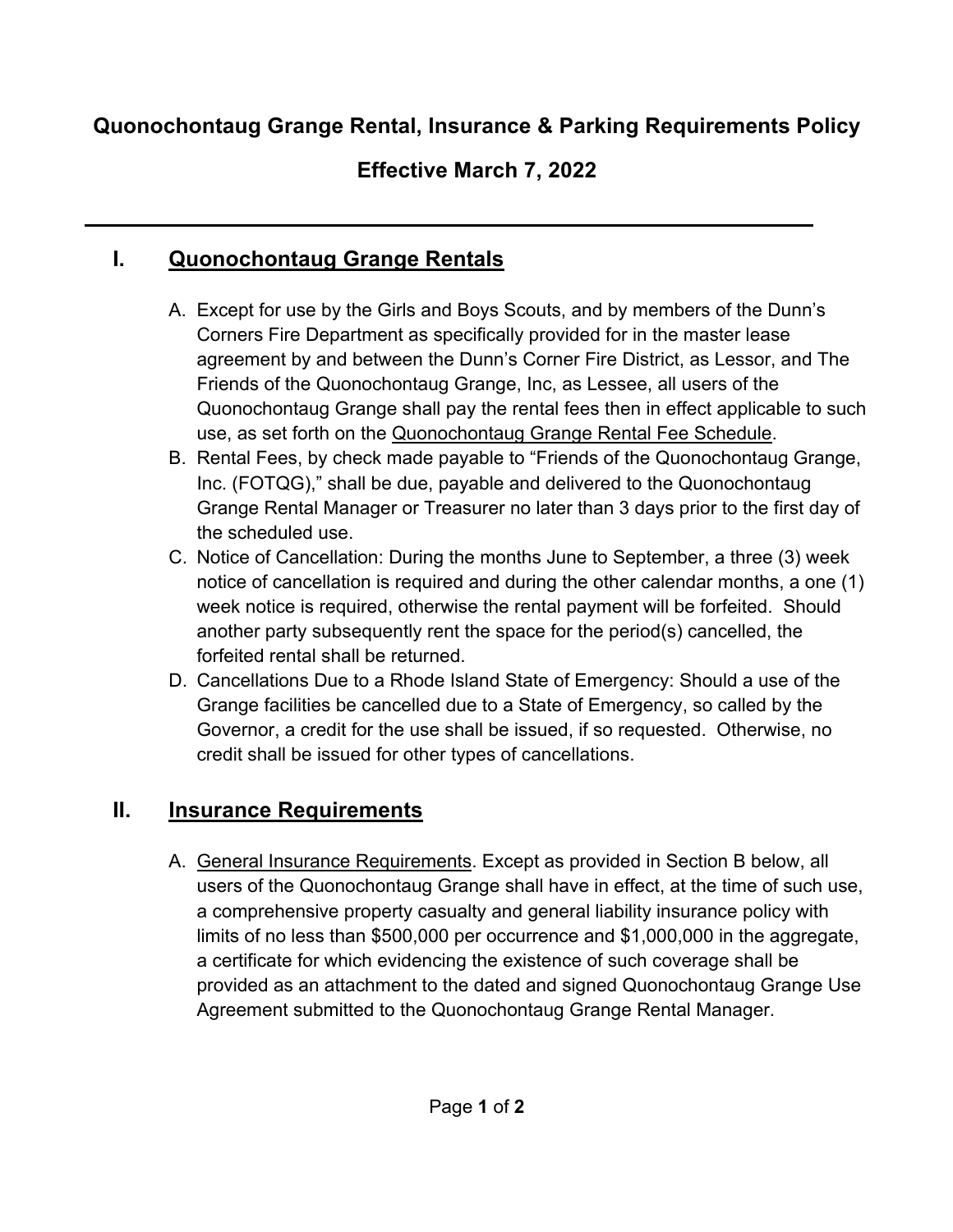# Quonochontaug Grange Rental, Insurance & Parking Requirements Policy

## Effective March 7, 2022

---

## I. Quonochontaug Grange Rentals

A. Except for use by the Girls and Boys Scouts, and by members of the Dunn's Corners Fire Department as specifically provided for in the master lease agreement by and between the Dunn's Corner Fire District, as Lessor, and The Friends of the Quonochontaug Grange, Inc, as Lessee, all users of the Quonochontaug Grange shall pay the rental fees then in effect applicable to such use, as set forth on the Quonochontaug Grange Rental Fee Schedule.

B. Rental Fees, by check made payable to "Friends of the Quonochontaug Grange, Inc. (FOTQG)," shall be due, payable and delivered to the Quonochontaug Grange Rental Manager or Treasurer no later than 3 days prior to the first day of the scheduled use.

C. Notice of Cancellation: During the months June to September, a three (3) week notice of cancellation is required and during the other calendar months, a one (1) week notice is required, otherwise the rental payment will be forfeited. Should another party subsequently rent the space for the period(s) cancelled, the forfeited rental shall be returned.

D. Cancellations Due to a Rhode Island State of Emergency: Should a use of the Grange facilities be cancelled due to a State of Emergency, so called by the Governor, a credit for the use shall be issued, if so requested. Otherwise, no credit shall be issued for other types of cancellations.

## II. Insurance Requirements

A. General Insurance Requirements. Except as provided in Section B below, all users of the Quonochontaug Grange shall have in effect, at the time of such use, a comprehensive property casualty and general liability insurance policy with limits of no less than $500,000 per occurrence and $1,000,000 in the aggregate, a certificate for which evidencing the existence of such coverage shall be provided as an attachment to the dated and signed Quonochontaug Grange Use Agreement submitted to the Quonochontaug Grange Rental Manager.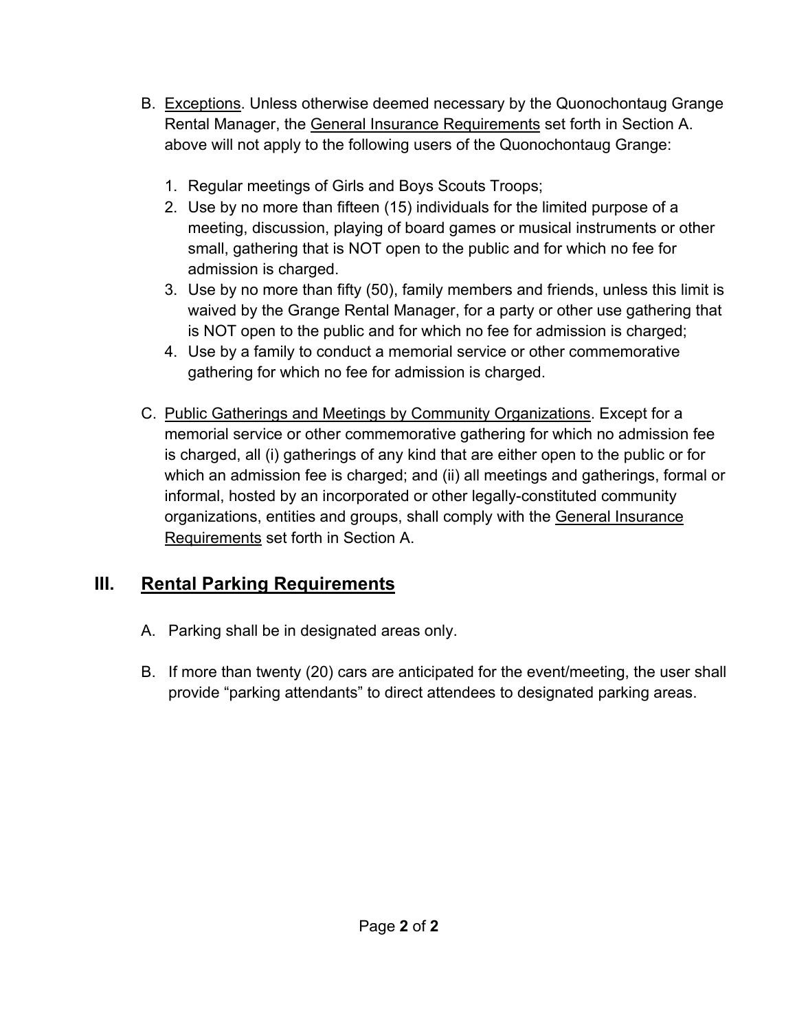B. Exceptions. Unless otherwise deemed necessary by the Quonochontaug Grange Rental Manager, the General Insurance Requirements set forth in Section A. above will not apply to the following users of the Quonochontaug Grange:

   1. Regular meetings of Girls and Boys Scouts Troops;
   2. Use by no more than fifteen (15) individuals for the limited purpose of a meeting, discussion, playing of board games or musical instruments or other small, gathering that is NOT open to the public and for which no fee for admission is charged.
   3. Use by no more than fifty (50), family members and friends, unless this limit is waived by the Grange Rental Manager, for a party or other use gathering that is NOT open to the public and for which no fee for admission is charged;
   4. Use by a family to conduct a memorial service or other commemorative gathering for which no fee for admission is charged.

C. Public Gatherings and Meetings by Community Organizations. Except for a memorial service or other commemorative gathering for which no admission fee is charged, all (i) gatherings of any kind that are either open to the public or for which an admission fee is charged; and (ii) all meetings and gatherings, formal or informal, hosted by an incorporated or other legally-constituted community organizations, entities and groups, shall comply with the General Insurance Requirements set forth in Section A.

## III. Rental Parking Requirements

A. Parking shall be in designated areas only.

B. If more than twenty (20) cars are anticipated for the event/meeting, the user shall provide "parking attendants" to direct attendees to designated parking areas.